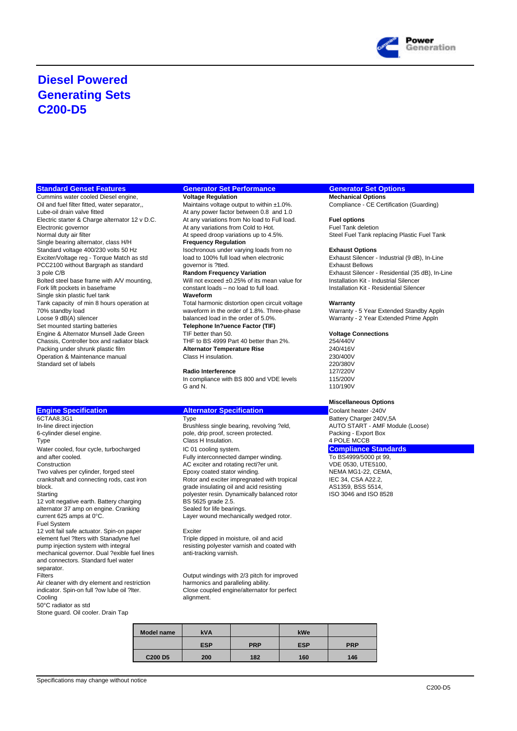# Diesel Powered Generating Sets C200-D5

## Standard Genset Features

Cummins water cooled Diesel engine,
Oil and fuel filter fitted, water separator,,
Lube-oil drain valve fitted
Electric starter & Charge alternator 12 v D.C.
Electronic governor
Normal duty air filter
Single bearing alternator, class H/H
Standard voltage 400/230 volts 50 Hz
Exciter/Voltage reg - Torque Match as std
PCC2100 without Bargraph as standard
3 pole C/B
Bolted steel base frame with A/V mounting,
Fork lift pockets in baseframe
Single skin plastic fuel tank
Tank capacity of min 8 hours operation at 70% standby load
Loose 9 dB(A) silencer
Set mounted starting batteries
Engine & Alternator Munsell Jade Green
Chassis, Controller box and radiator black
Packing under shrunk plastic film
Operation & Maintenance manual
Standard set of labels

## Generator Set Performance

**Voltage Regulation**
Maintains voltage output to within ±1.0%.
At any power factor between 0.8 and 1.0
At any variations from No load to Full load.
At any variations from Cold to Hot.
At speed droop variations up to 4.5%.

**Frequency Regulation**
Isochronous under varying loads from no load to 100% full load when electronic governor is ?tted.

**Random Frequency Variation**
Will not exceed ±0.25% of its mean value for constant loads – no load to full load.

**Waveform**
Total harmonic distortion open circuit voltage waveform in the order of 1.8%. Three-phase balanced load in the order of 5.0%.

**Telephone In?uence Factor (TIF)**
TIF better than 50.
THF to BS 4999 Part 40 better than 2%.

**Alternator Temperature Rise**
Class H insulation.

**Radio Interference**
In compliance with BS 800 and VDE levels G and N.

## Generator Set Options

**Mechanical Options**
Compliance - CE Certification (Guarding)

**Fuel options**
Fuel Tank deletion
Steel Fuel Tank replacing Plastic Fuel Tank

**Exhaust Options**
Exhaust Silencer - Industrial (9 dB), In-Line
Exhaust Bellows
Exhaust Silencer - Residential (35 dB), In-Line
Installation Kit - Industrial Silencer
Installation Kit - Residential Silencer

**Warranty**
Warranty - 5 Year Extended Standby Appln
Warranty - 2 Year Extended Prime Appln

**Voltage Connections**
254/440V
240/416V
230/400V
220/380V
127/220V
115/200V
110/190V

**Miscellaneous Options**
Coolant heater -240V
Battery Charger 240V,5A
AUTO START - AMF Module (Loose)
Packing - Export Box
4 POLE MCCB

## Compliance Standards

To BS4999/5000 pt 99,
VDE 0530, UTE5100,
NEMA MG1-22, CEMA,
IEC 34, CSA A22.2,
AS1359, BSS 5514,
ISO 3046 and ISO 8528

## Engine Specification

6CTAA8.3G1
In-line direct injection
6-cylinder diesel engine.

Type
Water cooled, four cycle, turbocharged and after cooled.

Construction
Two valves per cylinder, forged steel crankshaft and connecting rods, cast iron block.

Starting
12 volt negative earth. Battery charging alternator 37 amp on engine. Cranking current 625 amps at 0°C.

Fuel System
12 volt fail safe actuator. Spin-on paper element fuel ?lters with Stanadyne fuel pump injection system with integral mechanical governor. Dual ?exible fuel lines and connectors. Standard fuel water separator.

Filters
Air cleaner with dry element and restriction indicator. Spin-on full ?ow lube oil ?lter.

Cooling
50°C radiator as std
Stone guard. Oil cooler. Drain Tap

## Alternator Specification

Type
Brushless single bearing, revolving ?eld, pole, drip proof, screen protected.
Class H Insulation.
IC 01 cooling system.
Fully interconnected damper winding.
AC exciter and rotating recti?er unit.
Epoxy coated stator winding.
Rotor and exciter impregnated with tropical grade insulating oil and acid resisting polyester resin. Dynamically balanced rotor BS 5625 grade 2.5.
Sealed for life bearings.
Layer wound mechanically wedged rotor.

Exciter
Triple dipped in moisture, oil and acid resisting polyester varnish and coated with anti-tracking varnish.

Output windings with 2/3 pitch for improved harmonics and paralleling ability.
Close coupled engine/alternator for perfect alignment.

| Model name | kVA | | kWe | |
|---|---|---|---|---|
| | ESP | PRP | ESP | PRP |
| C200 D5 | 200 | 182 | 160 | 146 |

Specifications may change without notice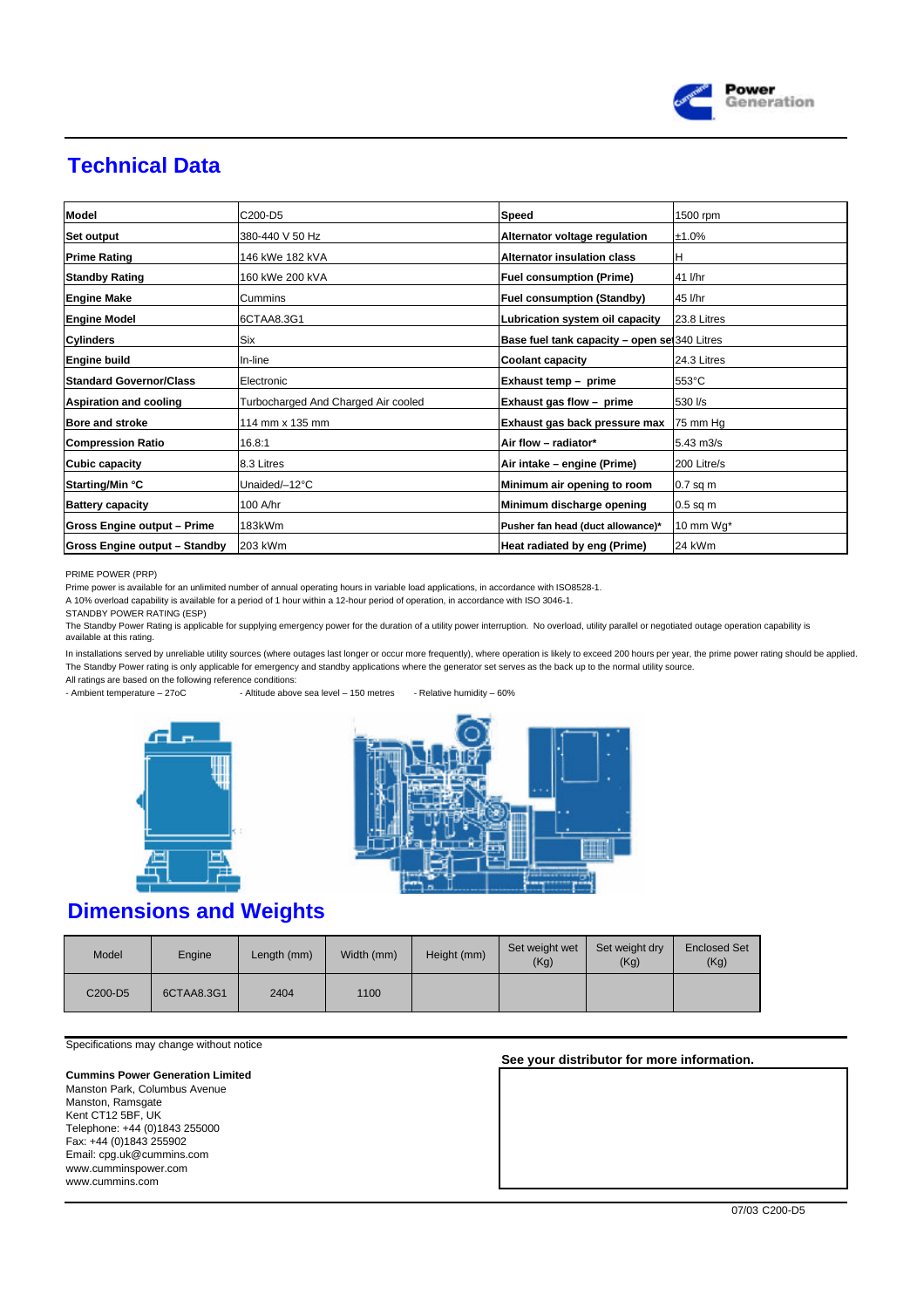## Technical Data

| | | | |
|---|---|---|---|
| **Model** | C200-D5 | **Speed** | 1500 rpm |
| **Set output** | 380-440 V 50 Hz | **Alternator voltage regulation** | ±1.0% |
| **Prime Rating** | 146 kWe 182 kVA | **Alternator insulation class** | H |
| **Standby Rating** | 160 kWe 200 kVA | **Fuel consumption (Prime)** | 41 l/hr |
| **Engine Make** | Cummins | **Fuel consumption (Standby)** | 45 l/hr |
| **Engine Model** | 6CTAA8.3G1 | **Lubrication system oil capacity** | 23.8 Litres |
| **Cylinders** | Six | **Base fuel tank capacity – open set** | 340 Litres |
| **Engine build** | In-line | **Coolant capacity** | 24.3 Litres |
| **Standard Governor/Class** | Electronic | **Exhaust temp – prime** | 553°C |
| **Aspiration and cooling** | Turbocharged And Charged Air cooled | **Exhaust gas flow – prime** | 530 l/s |
| **Bore and stroke** | 114 mm x 135 mm | **Exhaust gas back pressure max** | 75 mm Hg |
| **Compression Ratio** | 16.8:1 | **Air flow – radiator*** | 5.43 m3/s |
| **Cubic capacity** | 8.3 Litres | **Air intake – engine (Prime)** | 200 Litre/s |
| **Starting/Min °C** | Unaided/–12°C | **Minimum air opening to room** | 0.7 sq m |
| **Battery capacity** | 100 A/hr | **Minimum discharge opening** | 0.5 sq m |
| **Gross Engine output – Prime** | 183kWm | **Pusher fan head (duct allowance)*** | 10 mm Wg* |
| **Gross Engine output – Standby** | 203 kWm | **Heat radiated by eng (Prime)** | 24 kWm |

PRIME POWER (PRP)

Prime power is available for an unlimited number of annual operating hours in variable load applications, in accordance with ISO8528-1.

A 10% overload capability is available for a period of 1 hour within a 12-hour period of operation, in accordance with ISO 3046-1.

STANDBY POWER RATING (ESP)

The Standby Power Rating is applicable for supplying emergency power for the duration of a utility power interruption. No overload, utility parallel or negotiated outage operation capability is available at this rating.

In installations served by unreliable utility sources (where outages last longer or occur more frequently), where operation is likely to exceed 200 hours per year, the prime power rating should be applied.

The Standby Power rating is only applicable for emergency and standby applications where the generator set serves as the back up to the normal utility source.

All ratings are based on the following reference conditions:

- Ambient temperature – 27oC - Altitude above sea level – 150 metres - Relative humidity – 60%

## Dimensions and Weights

| Model | Engine | Length (mm) | Width (mm) | Height (mm) | Set weight wet (Kg) | Set weight dry (Kg) | Enclosed Set (Kg) |
|---|---|---|---|---|---|---|---|
| C200-D5 | 6CTAA8.3G1 | 2404 | 1100 | | | | |

Specifications may change without notice

**Cummins Power Generation Limited**
Manston Park, Columbus Avenue
Manston, Ramsgate
Kent CT12 5BF, UK
Telephone: +44 (0)1843 255000
Fax: +44 (0)1843 255902
Email: cpg.uk@cummins.com
www.cumminspower.com
www.cummins.com

**See your distributor for more information.**

07/03 C200-D5